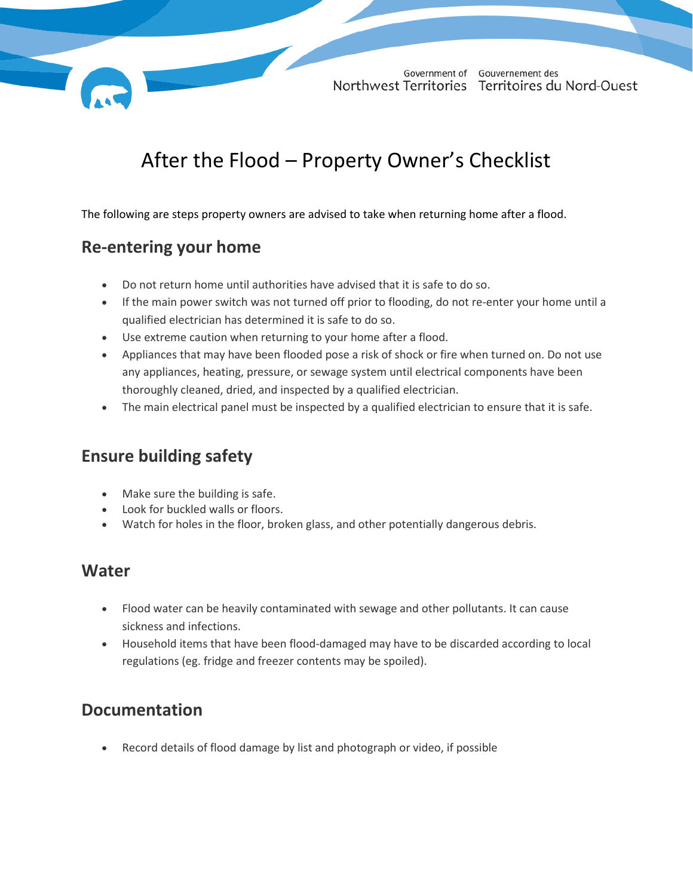# After the Flood – Property Owner's Checklist

The following are steps property owners are advised to take when returning home after a flood.

## Re-entering your home

- Do not return home until authorities have advised that it is safe to do so.
- If the main power switch was not turned off prior to flooding, do not re-enter your home until a qualified electrician has determined it is safe to do so.
- Use extreme caution when returning to your home after a flood.
- Appliances that may have been flooded pose a risk of shock or fire when turned on. Do not use any appliances, heating, pressure, or sewage system until electrical components have been thoroughly cleaned, dried, and inspected by a qualified electrician.
- The main electrical panel must be inspected by a qualified electrician to ensure that it is safe.

## Ensure building safety

- Make sure the building is safe.
- Look for buckled walls or floors.
- Watch for holes in the floor, broken glass, and other potentially dangerous debris.

## Water

- Flood water can be heavily contaminated with sewage and other pollutants. It can cause sickness and infections.
- Household items that have been flood-damaged may have to be discarded according to local regulations (eg. fridge and freezer contents may be spoiled).

## Documentation

- Record details of flood damage by list and photograph or video, if possible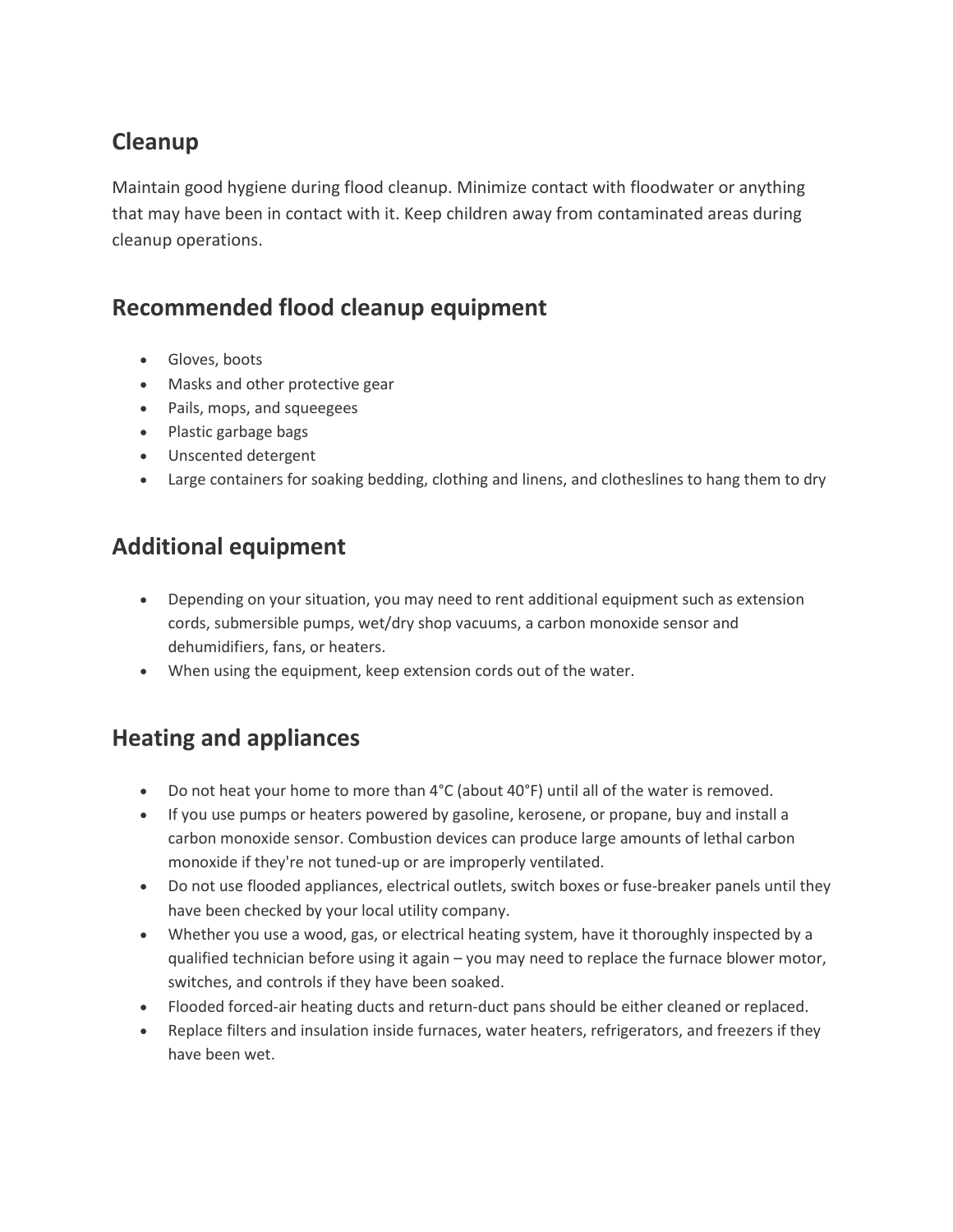## Cleanup

Maintain good hygiene during flood cleanup. Minimize contact with floodwater or anything that may have been in contact with it. Keep children away from contaminated areas during cleanup operations.

## Recommended flood cleanup equipment

- Gloves, boots
- Masks and other protective gear
- Pails, mops, and squeegees
- Plastic garbage bags
- Unscented detergent
- Large containers for soaking bedding, clothing and linens, and clotheslines to hang them to dry

## Additional equipment

- Depending on your situation, you may need to rent additional equipment such as extension cords, submersible pumps, wet/dry shop vacuums, a carbon monoxide sensor and dehumidifiers, fans, or heaters.
- When using the equipment, keep extension cords out of the water.

## Heating and appliances

- Do not heat your home to more than 4°C (about 40°F) until all of the water is removed.
- If you use pumps or heaters powered by gasoline, kerosene, or propane, buy and install a carbon monoxide sensor. Combustion devices can produce large amounts of lethal carbon monoxide if they're not tuned-up or are improperly ventilated.
- Do not use flooded appliances, electrical outlets, switch boxes or fuse-breaker panels until they have been checked by your local utility company.
- Whether you use a wood, gas, or electrical heating system, have it thoroughly inspected by a qualified technician before using it again – you may need to replace the furnace blower motor, switches, and controls if they have been soaked.
- Flooded forced-air heating ducts and return-duct pans should be either cleaned or replaced.
- Replace filters and insulation inside furnaces, water heaters, refrigerators, and freezers if they have been wet.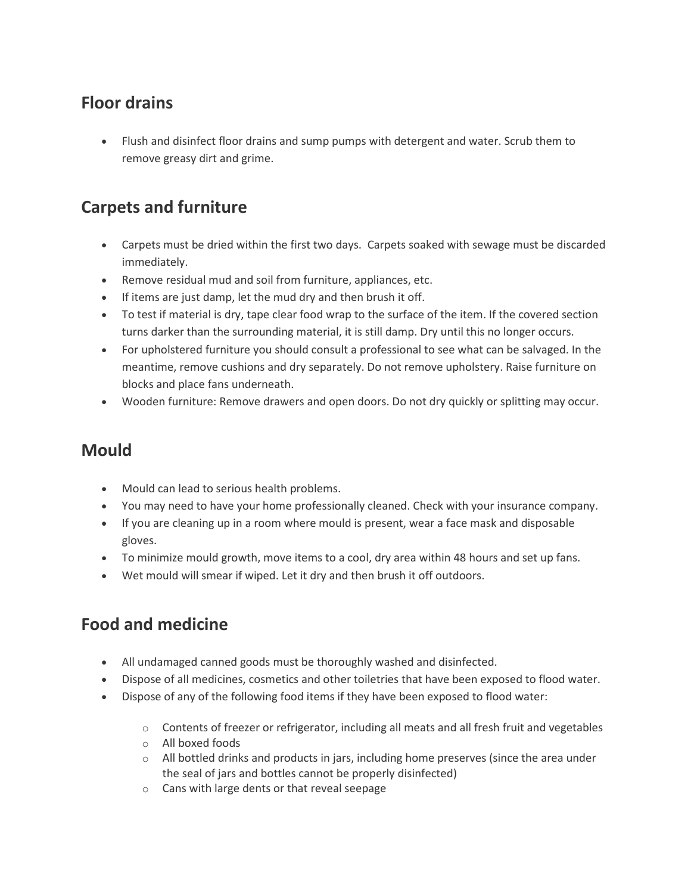## Floor drains

- Flush and disinfect floor drains and sump pumps with detergent and water. Scrub them to remove greasy dirt and grime.

## Carpets and furniture

- Carpets must be dried within the first two days.  Carpets soaked with sewage must be discarded immediately.
- Remove residual mud and soil from furniture, appliances, etc.
- If items are just damp, let the mud dry and then brush it off.
- To test if material is dry, tape clear food wrap to the surface of the item. If the covered section turns darker than the surrounding material, it is still damp. Dry until this no longer occurs.
- For upholstered furniture you should consult a professional to see what can be salvaged. In the meantime, remove cushions and dry separately. Do not remove upholstery. Raise furniture on blocks and place fans underneath.
- Wooden furniture: Remove drawers and open doors. Do not dry quickly or splitting may occur.

## Mould

- Mould can lead to serious health problems.
- You may need to have your home professionally cleaned. Check with your insurance company.
- If you are cleaning up in a room where mould is present, wear a face mask and disposable gloves.
- To minimize mould growth, move items to a cool, dry area within 48 hours and set up fans.
- Wet mould will smear if wiped. Let it dry and then brush it off outdoors.

## Food and medicine

- All undamaged canned goods must be thoroughly washed and disinfected.
- Dispose of all medicines, cosmetics and other toiletries that have been exposed to flood water.
- Dispose of any of the following food items if they have been exposed to flood water:
  - Contents of freezer or refrigerator, including all meats and all fresh fruit and vegetables
  - All boxed foods
  - All bottled drinks and products in jars, including home preserves (since the area under the seal of jars and bottles cannot be properly disinfected)
  - Cans with large dents or that reveal seepage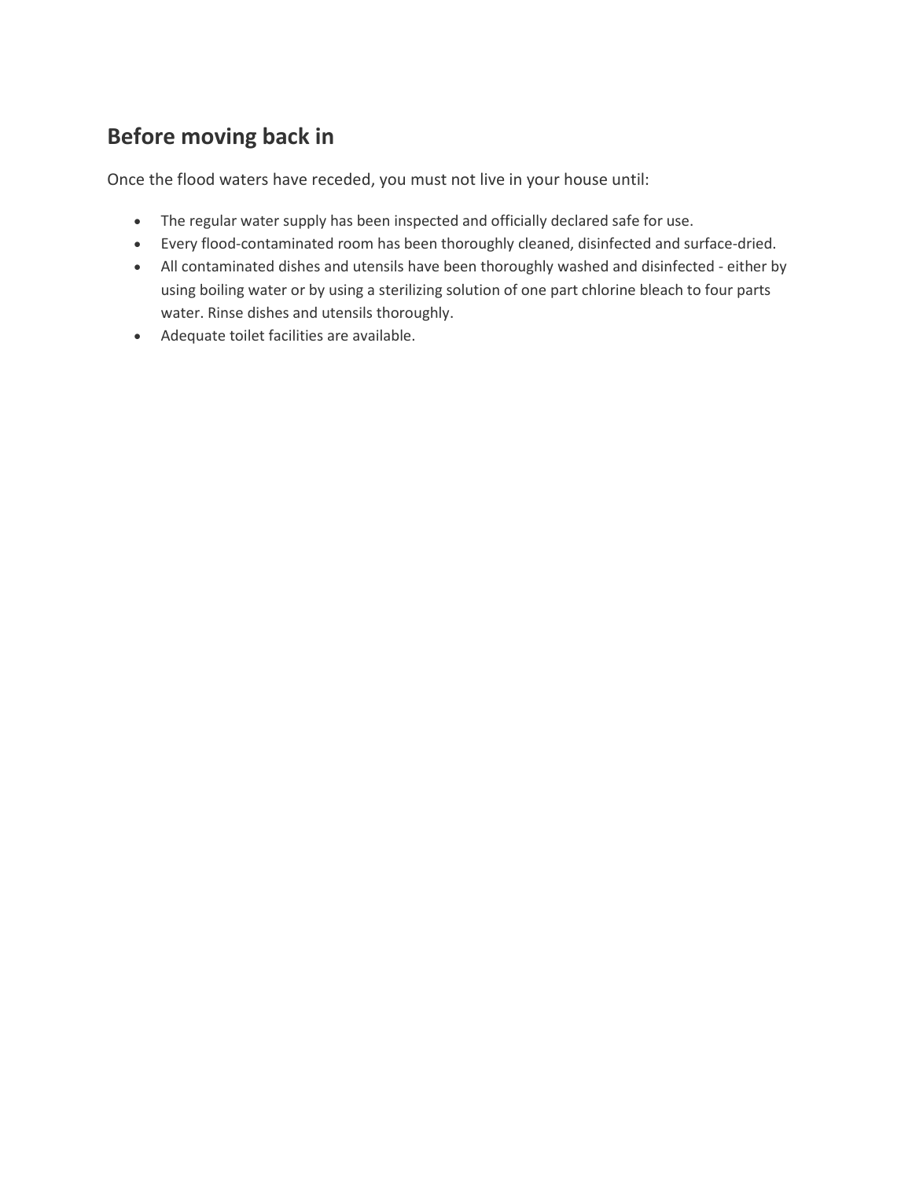## Before moving back in

Once the flood waters have receded, you must not live in your house until:

- The regular water supply has been inspected and officially declared safe for use.
- Every flood-contaminated room has been thoroughly cleaned, disinfected and surface-dried.
- All contaminated dishes and utensils have been thoroughly washed and disinfected - either by using boiling water or by using a sterilizing solution of one part chlorine bleach to four parts water. Rinse dishes and utensils thoroughly.
- Adequate toilet facilities are available.